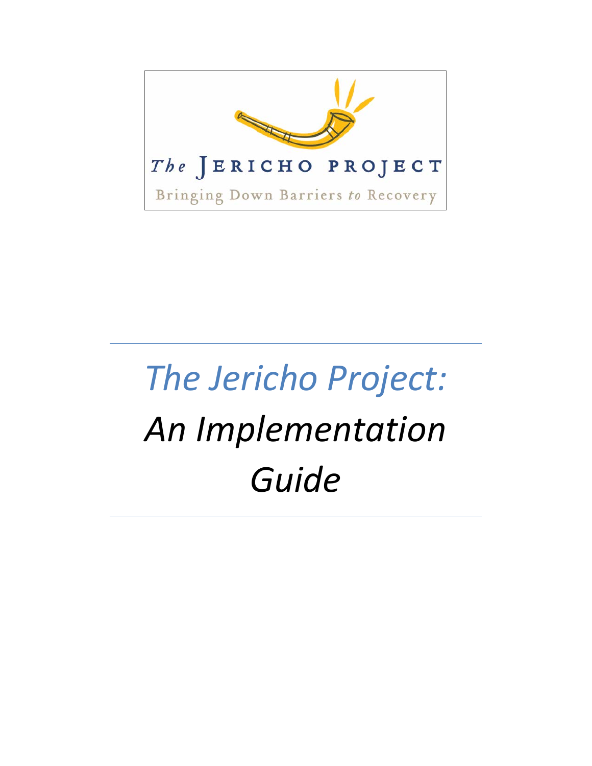The JERICHO PROJECT

Bringing Down Barriers to Recovery

# *The Jericho Project: An Implementation Guide*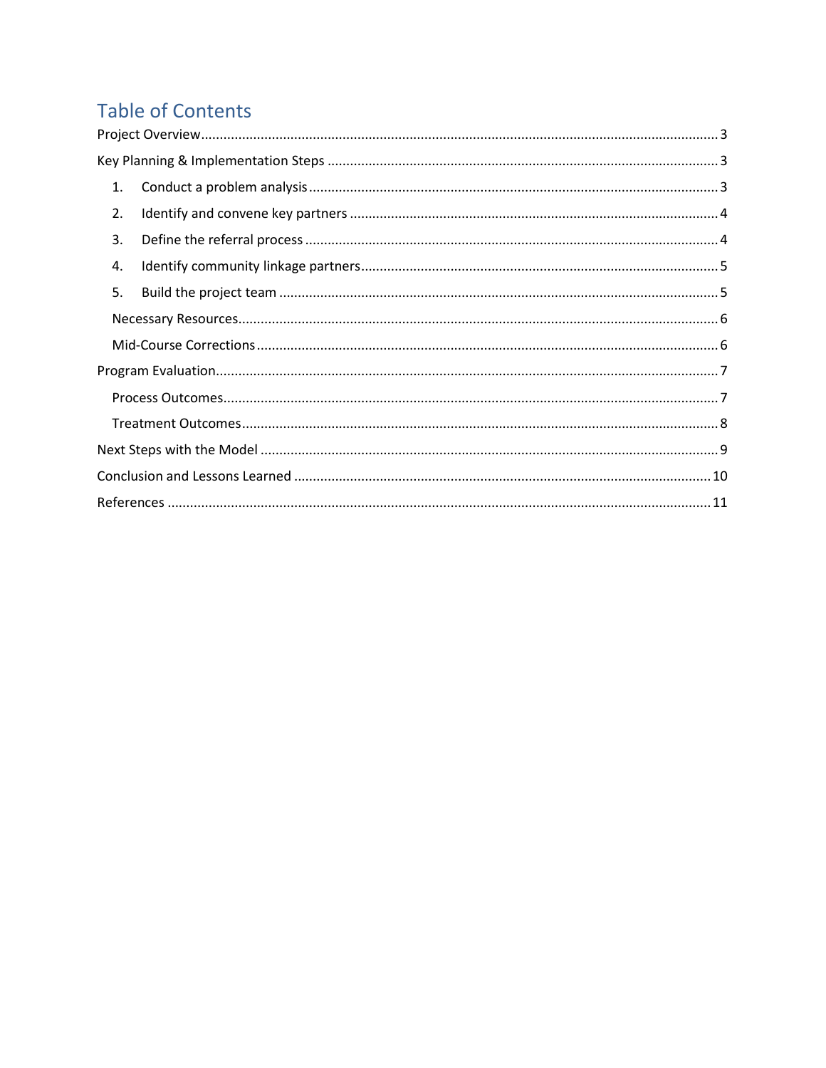# Table of Contents

Project Overview ........................................................................................................................ 3

Key Planning & Implementation Steps ....................................................................................... 3

1. Conduct a problem analysis ............................................................................................ 3
2. Identify and convene key partners .................................................................................. 4
3. Define the referral process .............................................................................................. 4
4. Identify community linkage partners ............................................................................... 5
5. Build the project team ..................................................................................................... 5

Necessary Resources ............................................................................................................... 6

Mid-Course Corrections ........................................................................................................... 6

Program Evaluation .................................................................................................................... 7

Process Outcomes .................................................................................................................... 7

Treatment Outcomes ................................................................................................................ 8

Next Steps with the Model ......................................................................................................... 9

Conclusion and Lessons Learned .............................................................................................. 10

References ................................................................................................................................ 11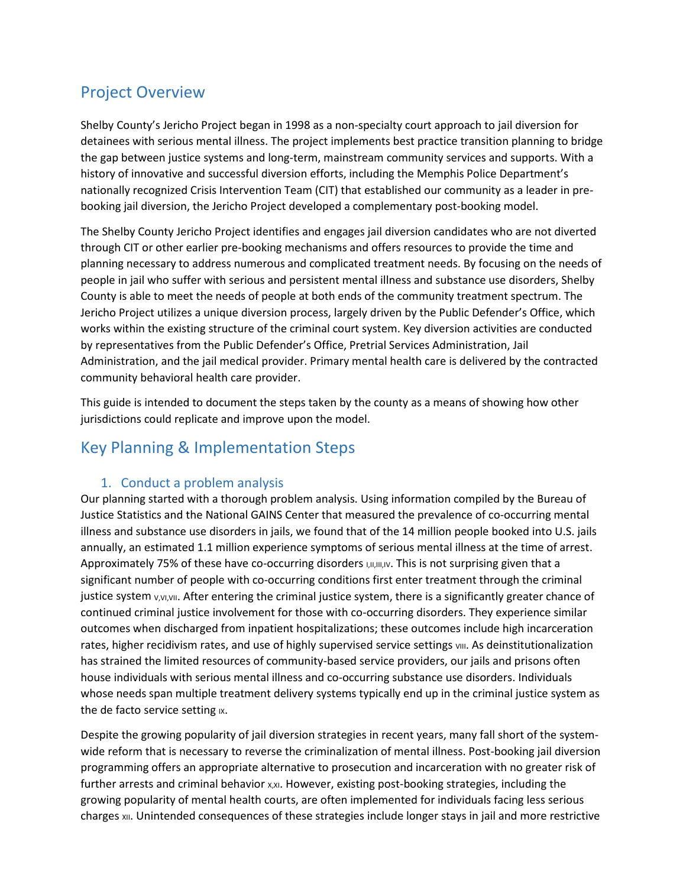## Project Overview

Shelby County's Jericho Project began in 1998 as a non-specialty court approach to jail diversion for detainees with serious mental illness. The project implements best practice transition planning to bridge the gap between justice systems and long-term, mainstream community services and supports. With a history of innovative and successful diversion efforts, including the Memphis Police Department's nationally recognized Crisis Intervention Team (CIT) that established our community as a leader in pre-booking jail diversion, the Jericho Project developed a complementary post-booking model.

The Shelby County Jericho Project identifies and engages jail diversion candidates who are not diverted through CIT or other earlier pre-booking mechanisms and offers resources to provide the time and planning necessary to address numerous and complicated treatment needs. By focusing on the needs of people in jail who suffer with serious and persistent mental illness and substance use disorders, Shelby County is able to meet the needs of people at both ends of the community treatment spectrum. The Jericho Project utilizes a unique diversion process, largely driven by the Public Defender's Office, which works within the existing structure of the criminal court system. Key diversion activities are conducted by representatives from the Public Defender's Office, Pretrial Services Administration, Jail Administration, and the jail medical provider. Primary mental health care is delivered by the contracted community behavioral health care provider.

This guide is intended to document the steps taken by the county as a means of showing how other jurisdictions could replicate and improve upon the model.

## Key Planning & Implementation Steps

### 1. Conduct a problem analysis

Our planning started with a thorough problem analysis. Using information compiled by the Bureau of Justice Statistics and the National GAINS Center that measured the prevalence of co-occurring mental illness and substance use disorders in jails, we found that of the 14 million people booked into U.S. jails annually, an estimated 1.1 million experience symptoms of serious mental illness at the time of arrest. Approximately 75% of these have co-occurring disorders [I,II,III,IV]. This is not surprising given that a significant number of people with co-occurring conditions first enter treatment through the criminal justice system [V,VI,VII]. After entering the criminal justice system, there is a significantly greater chance of continued criminal justice involvement for those with co-occurring disorders. They experience similar outcomes when discharged from inpatient hospitalizations; these outcomes include high incarceration rates, higher recidivism rates, and use of highly supervised service settings [VIII]. As deinstitutionalization has strained the limited resources of community-based service providers, our jails and prisons often house individuals with serious mental illness and co-occurring substance use disorders. Individuals whose needs span multiple treatment delivery systems typically end up in the criminal justice system as the de facto service setting [IX].

Despite the growing popularity of jail diversion strategies in recent years, many fall short of the system-wide reform that is necessary to reverse the criminalization of mental illness. Post-booking jail diversion programming offers an appropriate alternative to prosecution and incarceration with no greater risk of further arrests and criminal behavior [X,XI]. However, existing post-booking strategies, including the growing popularity of mental health courts, are often implemented for individuals facing less serious charges [XII]. Unintended consequences of these strategies include longer stays in jail and more restrictive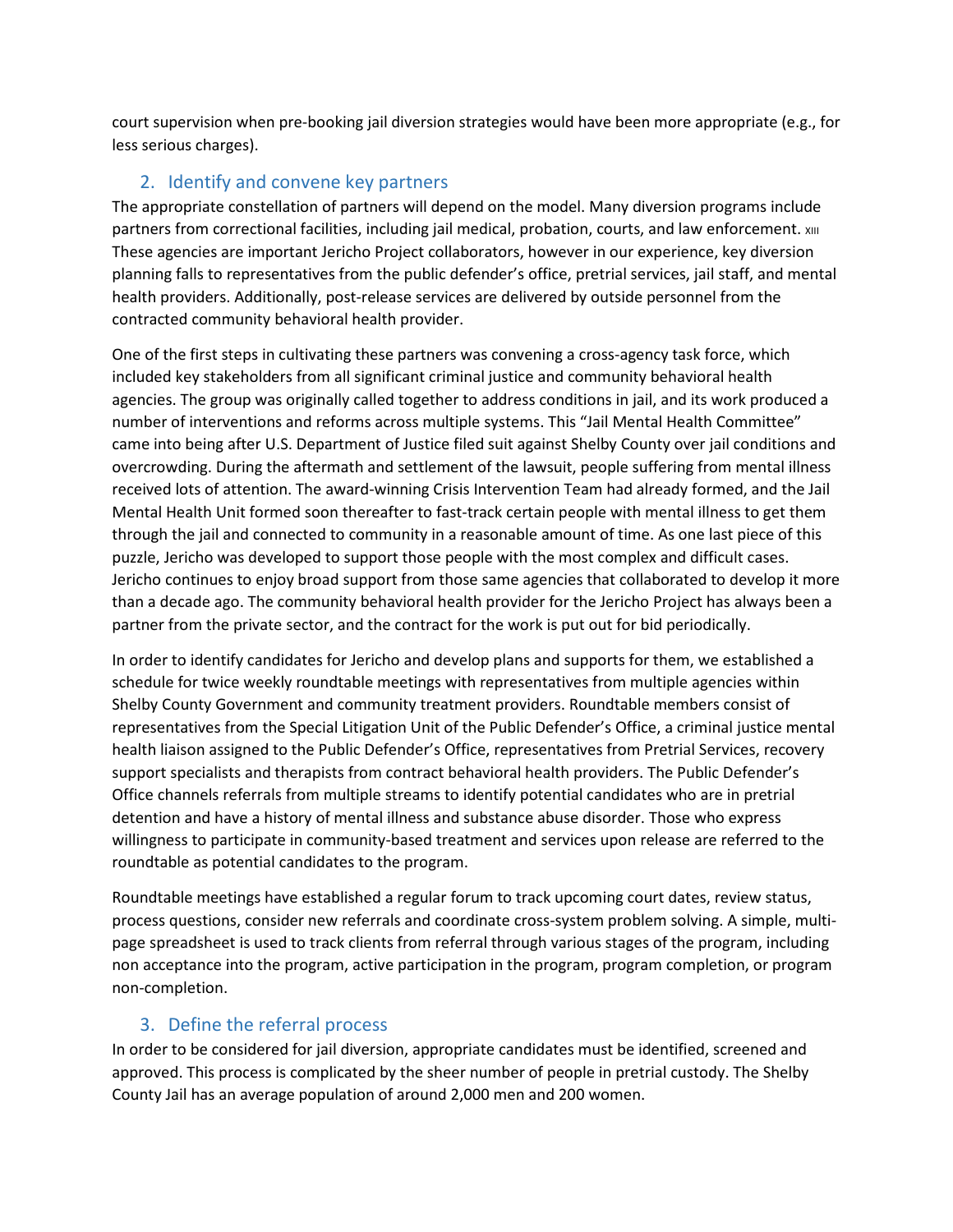court supervision when pre-booking jail diversion strategies would have been more appropriate (e.g., for less serious charges).

## 2. Identify and convene key partners

The appropriate constellation of partners will depend on the model. Many diversion programs include partners from correctional facilities, including jail medical, probation, courts, and law enforcement. [XIII] These agencies are important Jericho Project collaborators, however in our experience, key diversion planning falls to representatives from the public defender's office, pretrial services, jail staff, and mental health providers. Additionally, post-release services are delivered by outside personnel from the contracted community behavioral health provider.

One of the first steps in cultivating these partners was convening a cross-agency task force, which included key stakeholders from all significant criminal justice and community behavioral health agencies. The group was originally called together to address conditions in jail, and its work produced a number of interventions and reforms across multiple systems. This "Jail Mental Health Committee" came into being after U.S. Department of Justice filed suit against Shelby County over jail conditions and overcrowding. During the aftermath and settlement of the lawsuit, people suffering from mental illness received lots of attention. The award-winning Crisis Intervention Team had already formed, and the Jail Mental Health Unit formed soon thereafter to fast-track certain people with mental illness to get them through the jail and connected to community in a reasonable amount of time. As one last piece of this puzzle, Jericho was developed to support those people with the most complex and difficult cases. Jericho continues to enjoy broad support from those same agencies that collaborated to develop it more than a decade ago. The community behavioral health provider for the Jericho Project has always been a partner from the private sector, and the contract for the work is put out for bid periodically.

In order to identify candidates for Jericho and develop plans and supports for them, we established a schedule for twice weekly roundtable meetings with representatives from multiple agencies within Shelby County Government and community treatment providers. Roundtable members consist of representatives from the Special Litigation Unit of the Public Defender's Office, a criminal justice mental health liaison assigned to the Public Defender's Office, representatives from Pretrial Services, recovery support specialists and therapists from contract behavioral health providers. The Public Defender's Office channels referrals from multiple streams to identify potential candidates who are in pretrial detention and have a history of mental illness and substance abuse disorder. Those who express willingness to participate in community-based treatment and services upon release are referred to the roundtable as potential candidates to the program.

Roundtable meetings have established a regular forum to track upcoming court dates, review status, process questions, consider new referrals and coordinate cross-system problem solving. A simple, multi-page spreadsheet is used to track clients from referral through various stages of the program, including non acceptance into the program, active participation in the program, program completion, or program non-completion.

## 3. Define the referral process

In order to be considered for jail diversion, appropriate candidates must be identified, screened and approved. This process is complicated by the sheer number of people in pretrial custody. The Shelby County Jail has an average population of around 2,000 men and 200 women.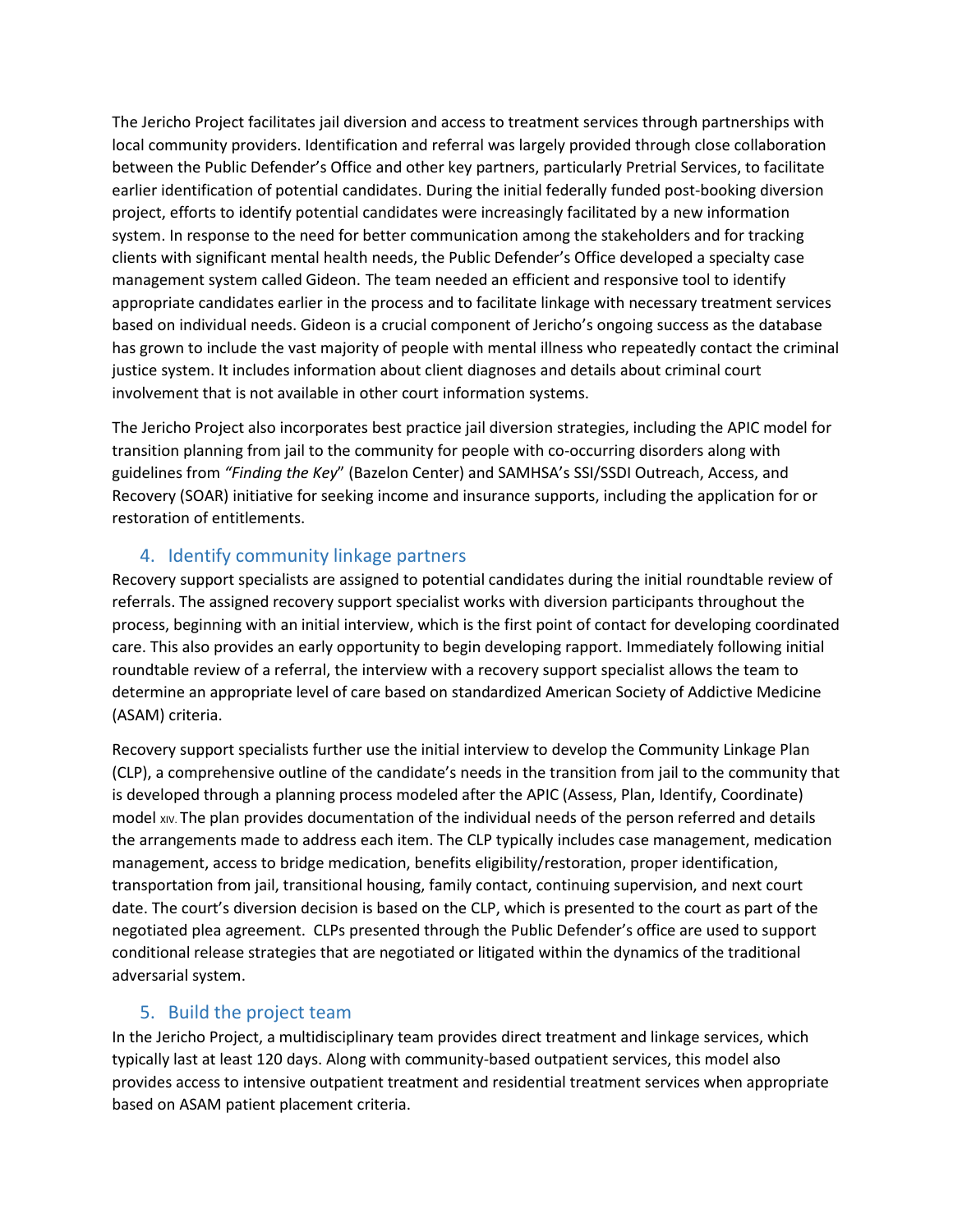The Jericho Project facilitates jail diversion and access to treatment services through partnerships with local community providers. Identification and referral was largely provided through close collaboration between the Public Defender's Office and other key partners, particularly Pretrial Services, to facilitate earlier identification of potential candidates. During the initial federally funded post-booking diversion project, efforts to identify potential candidates were increasingly facilitated by a new information system. In response to the need for better communication among the stakeholders and for tracking clients with significant mental health needs, the Public Defender's Office developed a specialty case management system called Gideon. The team needed an efficient and responsive tool to identify appropriate candidates earlier in the process and to facilitate linkage with necessary treatment services based on individual needs. Gideon is a crucial component of Jericho's ongoing success as the database has grown to include the vast majority of people with mental illness who repeatedly contact the criminal justice system. It includes information about client diagnoses and details about criminal court involvement that is not available in other court information systems.

The Jericho Project also incorporates best practice jail diversion strategies, including the APIC model for transition planning from jail to the community for people with co-occurring disorders along with guidelines from *"Finding the Key*" (Bazelon Center) and SAMHSA's SSI/SSDI Outreach, Access, and Recovery (SOAR) initiative for seeking income and insurance supports, including the application for or restoration of entitlements.

## 4. Identify community linkage partners

Recovery support specialists are assigned to potential candidates during the initial roundtable review of referrals. The assigned recovery support specialist works with diversion participants throughout the process, beginning with an initial interview, which is the first point of contact for developing coordinated care. This also provides an early opportunity to begin developing rapport. Immediately following initial roundtable review of a referral, the interview with a recovery support specialist allows the team to determine an appropriate level of care based on standardized American Society of Addictive Medicine (ASAM) criteria.

Recovery support specialists further use the initial interview to develop the Community Linkage Plan (CLP), a comprehensive outline of the candidate's needs in the transition from jail to the community that is developed through a planning process modeled after the APIC (Assess, Plan, Identify, Coordinate) model [XIV]. The plan provides documentation of the individual needs of the person referred and details the arrangements made to address each item. The CLP typically includes case management, medication management, access to bridge medication, benefits eligibility/restoration, proper identification, transportation from jail, transitional housing, family contact, continuing supervision, and next court date. The court's diversion decision is based on the CLP, which is presented to the court as part of the negotiated plea agreement. CLPs presented through the Public Defender's office are used to support conditional release strategies that are negotiated or litigated within the dynamics of the traditional adversarial system.

## 5. Build the project team

In the Jericho Project, a multidisciplinary team provides direct treatment and linkage services, which typically last at least 120 days. Along with community-based outpatient services, this model also provides access to intensive outpatient treatment and residential treatment services when appropriate based on ASAM patient placement criteria.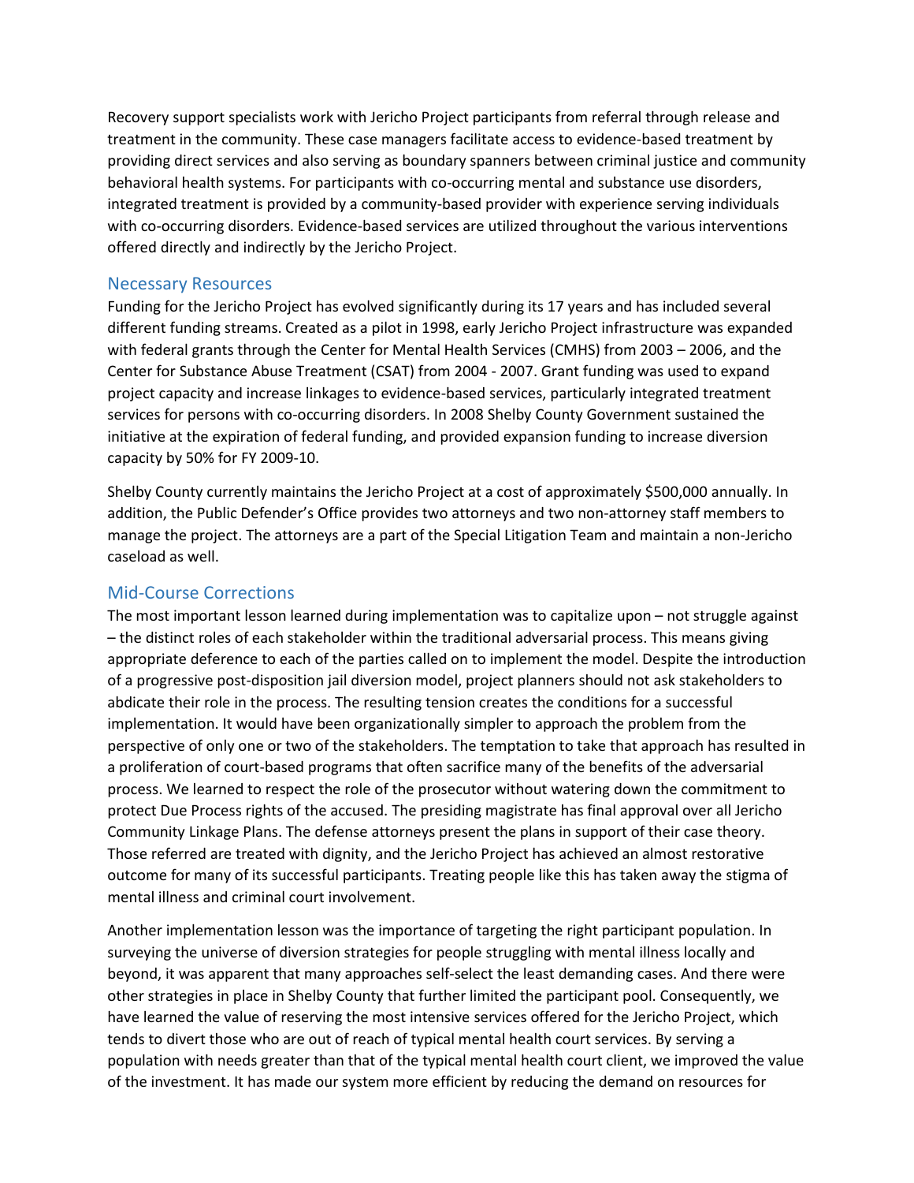Recovery support specialists work with Jericho Project participants from referral through release and treatment in the community. These case managers facilitate access to evidence-based treatment by providing direct services and also serving as boundary spanners between criminal justice and community behavioral health systems. For participants with co-occurring mental and substance use disorders, integrated treatment is provided by a community-based provider with experience serving individuals with co-occurring disorders. Evidence-based services are utilized throughout the various interventions offered directly and indirectly by the Jericho Project.

## Necessary Resources

Funding for the Jericho Project has evolved significantly during its 17 years and has included several different funding streams. Created as a pilot in 1998, early Jericho Project infrastructure was expanded with federal grants through the Center for Mental Health Services (CMHS) from 2003 – 2006, and the Center for Substance Abuse Treatment (CSAT) from 2004 - 2007. Grant funding was used to expand project capacity and increase linkages to evidence-based services, particularly integrated treatment services for persons with co-occurring disorders. In 2008 Shelby County Government sustained the initiative at the expiration of federal funding, and provided expansion funding to increase diversion capacity by 50% for FY 2009-10.

Shelby County currently maintains the Jericho Project at a cost of approximately $500,000 annually. In addition, the Public Defender's Office provides two attorneys and two non-attorney staff members to manage the project. The attorneys are a part of the Special Litigation Team and maintain a non-Jericho caseload as well.

## Mid-Course Corrections

The most important lesson learned during implementation was to capitalize upon – not struggle against – the distinct roles of each stakeholder within the traditional adversarial process. This means giving appropriate deference to each of the parties called on to implement the model. Despite the introduction of a progressive post-disposition jail diversion model, project planners should not ask stakeholders to abdicate their role in the process. The resulting tension creates the conditions for a successful implementation. It would have been organizationally simpler to approach the problem from the perspective of only one or two of the stakeholders. The temptation to take that approach has resulted in a proliferation of court-based programs that often sacrifice many of the benefits of the adversarial process. We learned to respect the role of the prosecutor without watering down the commitment to protect Due Process rights of the accused. The presiding magistrate has final approval over all Jericho Community Linkage Plans. The defense attorneys present the plans in support of their case theory. Those referred are treated with dignity, and the Jericho Project has achieved an almost restorative outcome for many of its successful participants. Treating people like this has taken away the stigma of mental illness and criminal court involvement.

Another implementation lesson was the importance of targeting the right participant population. In surveying the universe of diversion strategies for people struggling with mental illness locally and beyond, it was apparent that many approaches self-select the least demanding cases. And there were other strategies in place in Shelby County that further limited the participant pool. Consequently, we have learned the value of reserving the most intensive services offered for the Jericho Project, which tends to divert those who are out of reach of typical mental health court services. By serving a population with needs greater than that of the typical mental health court client, we improved the value of the investment. It has made our system more efficient by reducing the demand on resources for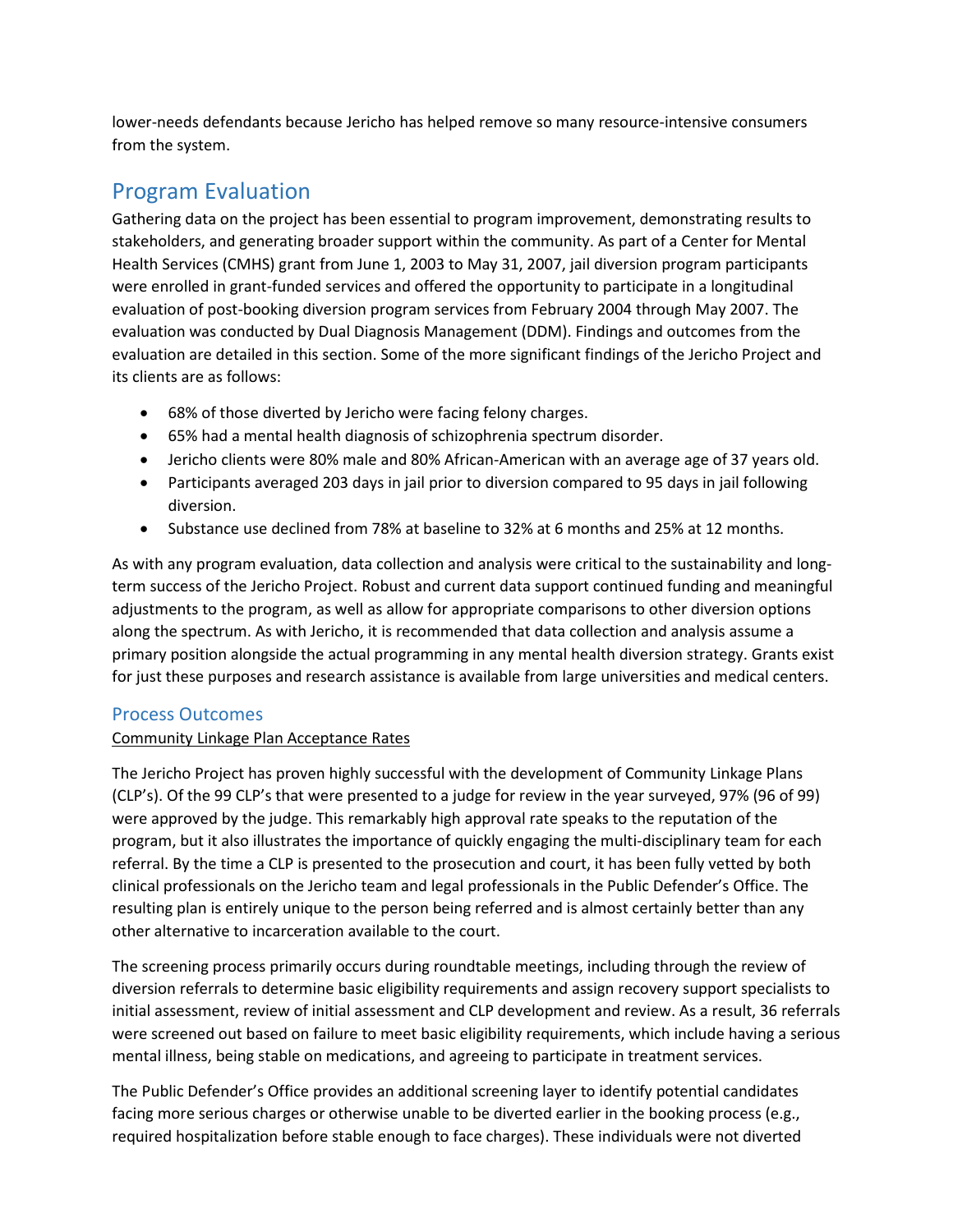lower-needs defendants because Jericho has helped remove so many resource-intensive consumers from the system.

## Program Evaluation

Gathering data on the project has been essential to program improvement, demonstrating results to stakeholders, and generating broader support within the community. As part of a Center for Mental Health Services (CMHS) grant from June 1, 2003 to May 31, 2007, jail diversion program participants were enrolled in grant-funded services and offered the opportunity to participate in a longitudinal evaluation of post-booking diversion program services from February 2004 through May 2007. The evaluation was conducted by Dual Diagnosis Management (DDM). Findings and outcomes from the evaluation are detailed in this section. Some of the more significant findings of the Jericho Project and its clients are as follows:

- 68% of those diverted by Jericho were facing felony charges.
- 65% had a mental health diagnosis of schizophrenia spectrum disorder.
- Jericho clients were 80% male and 80% African-American with an average age of 37 years old.
- Participants averaged 203 days in jail prior to diversion compared to 95 days in jail following diversion.
- Substance use declined from 78% at baseline to 32% at 6 months and 25% at 12 months.

As with any program evaluation, data collection and analysis were critical to the sustainability and long-term success of the Jericho Project. Robust and current data support continued funding and meaningful adjustments to the program, as well as allow for appropriate comparisons to other diversion options along the spectrum. As with Jericho, it is recommended that data collection and analysis assume a primary position alongside the actual programming in any mental health diversion strategy. Grants exist for just these purposes and research assistance is available from large universities and medical centers.

### Process Outcomes

Community Linkage Plan Acceptance Rates

The Jericho Project has proven highly successful with the development of Community Linkage Plans (CLP's). Of the 99 CLP's that were presented to a judge for review in the year surveyed, 97% (96 of 99) were approved by the judge. This remarkably high approval rate speaks to the reputation of the program, but it also illustrates the importance of quickly engaging the multi-disciplinary team for each referral. By the time a CLP is presented to the prosecution and court, it has been fully vetted by both clinical professionals on the Jericho team and legal professionals in the Public Defender's Office. The resulting plan is entirely unique to the person being referred and is almost certainly better than any other alternative to incarceration available to the court.

The screening process primarily occurs during roundtable meetings, including through the review of diversion referrals to determine basic eligibility requirements and assign recovery support specialists to initial assessment, review of initial assessment and CLP development and review. As a result, 36 referrals were screened out based on failure to meet basic eligibility requirements, which include having a serious mental illness, being stable on medications, and agreeing to participate in treatment services.

The Public Defender's Office provides an additional screening layer to identify potential candidates facing more serious charges or otherwise unable to be diverted earlier in the booking process (e.g., required hospitalization before stable enough to face charges). These individuals were not diverted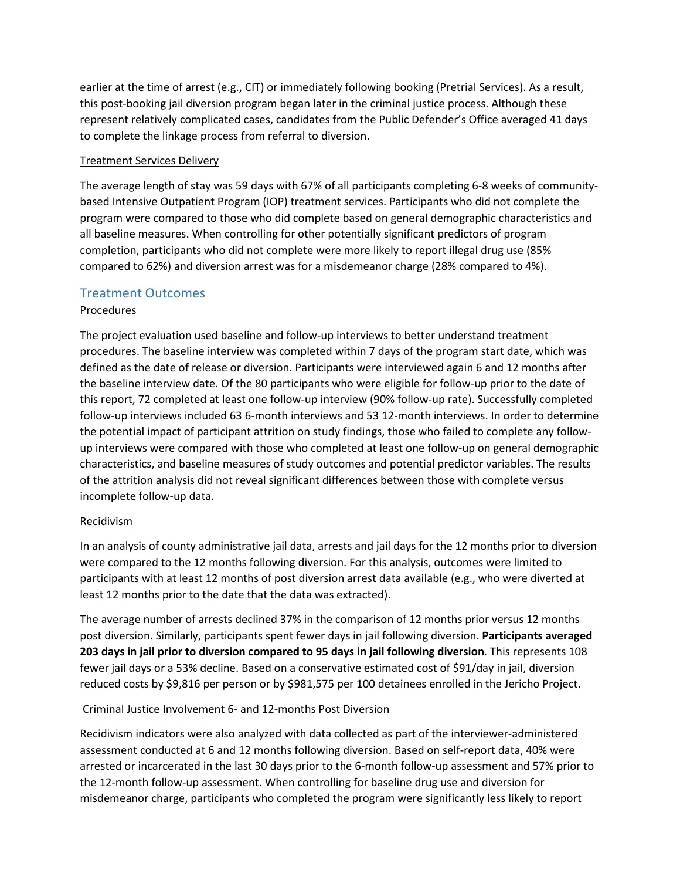earlier at the time of arrest (e.g., CIT) or immediately following booking (Pretrial Services). As a result, this post-booking jail diversion program began later in the criminal justice process. Although these represent relatively complicated cases, candidates from the Public Defender's Office averaged 41 days to complete the linkage process from referral to diversion.

#### Treatment Services Delivery

The average length of stay was 59 days with 67% of all participants completing 6-8 weeks of community-based Intensive Outpatient Program (IOP) treatment services. Participants who did not complete the program were compared to those who did complete based on general demographic characteristics and all baseline measures. When controlling for other potentially significant predictors of program completion, participants who did not complete were more likely to report illegal drug use (85% compared to 62%) and diversion arrest was for a misdemeanor charge (28% compared to 4%).

### Treatment Outcomes

#### Procedures

The project evaluation used baseline and follow-up interviews to better understand treatment procedures. The baseline interview was completed within 7 days of the program start date, which was defined as the date of release or diversion. Participants were interviewed again 6 and 12 months after the baseline interview date. Of the 80 participants who were eligible for follow-up prior to the date of this report, 72 completed at least one follow-up interview (90% follow-up rate). Successfully completed follow-up interviews included 63 6-month interviews and 53 12-month interviews. In order to determine the potential impact of participant attrition on study findings, those who failed to complete any follow-up interviews were compared with those who completed at least one follow-up on general demographic characteristics, and baseline measures of study outcomes and potential predictor variables. The results of the attrition analysis did not reveal significant differences between those with complete versus incomplete follow-up data.

#### Recidivism

In an analysis of county administrative jail data, arrests and jail days for the 12 months prior to diversion were compared to the 12 months following diversion. For this analysis, outcomes were limited to participants with at least 12 months of post diversion arrest data available (e.g., who were diverted at least 12 months prior to the date that the data was extracted).

The average number of arrests declined 37% in the comparison of 12 months prior versus 12 months post diversion. Similarly, participants spent fewer days in jail following diversion. **Participants averaged 203 days in jail prior to diversion compared to 95 days in jail following diversion**. This represents 108 fewer jail days or a 53% decline. Based on a conservative estimated cost of $91/day in jail, diversion reduced costs by $9,816 per person or by $981,575 per 100 detainees enrolled in the Jericho Project.

#### Criminal Justice Involvement 6- and 12-months Post Diversion

Recidivism indicators were also analyzed with data collected as part of the interviewer-administered assessment conducted at 6 and 12 months following diversion. Based on self-report data, 40% were arrested or incarcerated in the last 30 days prior to the 6-month follow-up assessment and 57% prior to the 12-month follow-up assessment. When controlling for baseline drug use and diversion for misdemeanor charge, participants who completed the program were significantly less likely to report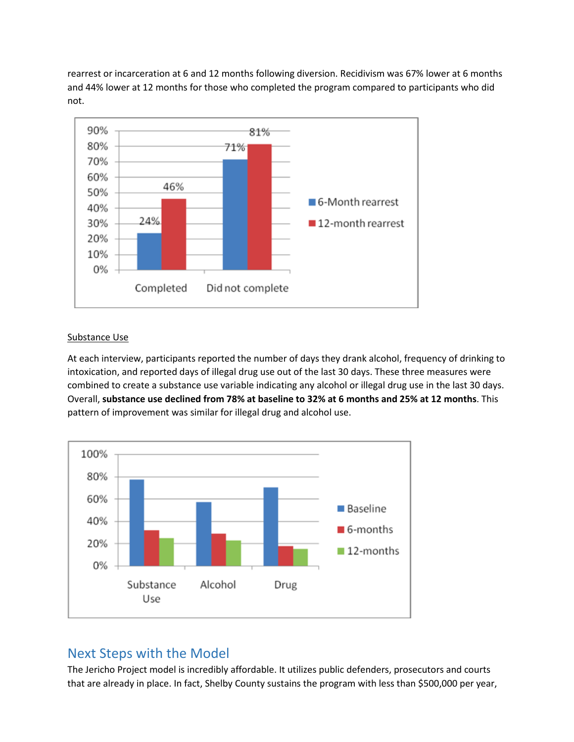rearrest or incarceration at 6 and 12 months following diversion. Recidivism was 67% lower at 6 months and 44% lower at 12 months for those who completed the program compared to participants who did not.

Substance Use

At each interview, participants reported the number of days they drank alcohol, frequency of drinking to intoxication, and reported days of illegal drug use out of the last 30 days. These three measures were combined to create a substance use variable indicating any alcohol or illegal drug use in the last 30 days. Overall, **substance use declined from 78% at baseline to 32% at 6 months and 25% at 12 months**. This pattern of improvement was similar for illegal drug and alcohol use.

## Next Steps with the Model

The Jericho Project model is incredibly affordable. It utilizes public defenders, prosecutors and courts that are already in place. In fact, Shelby County sustains the program with less than $500,000 per year,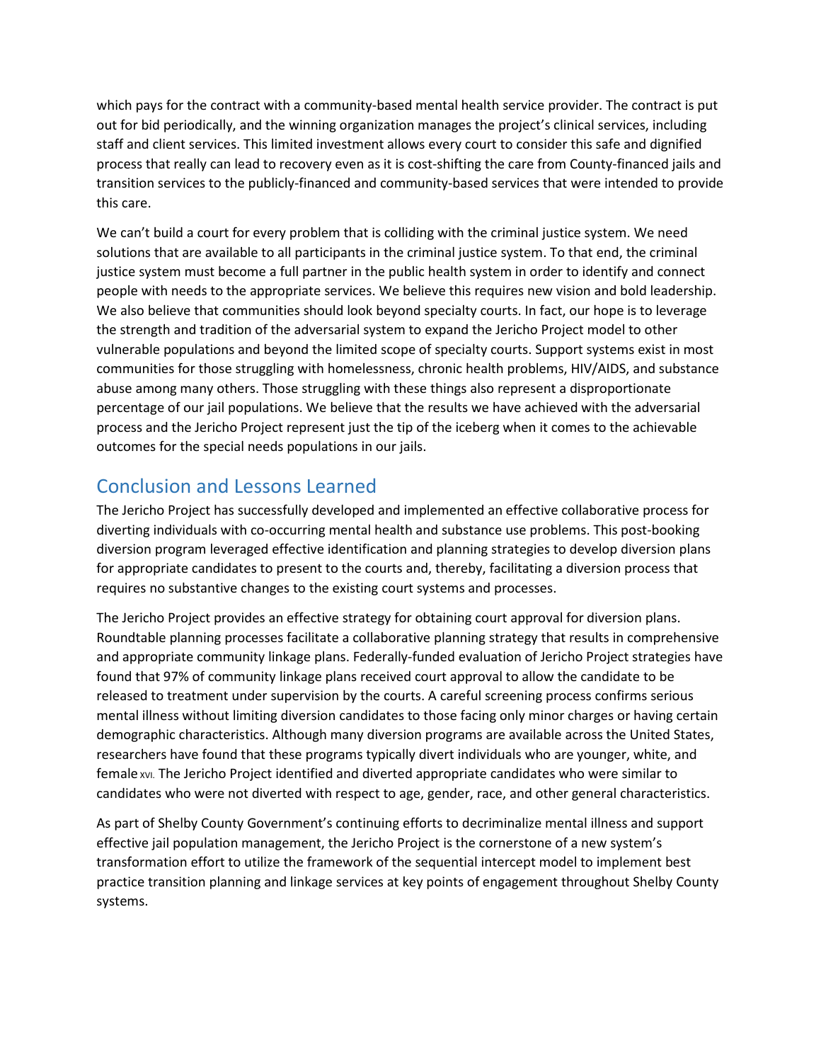which pays for the contract with a community-based mental health service provider. The contract is put out for bid periodically, and the winning organization manages the project's clinical services, including staff and client services. This limited investment allows every court to consider this safe and dignified process that really can lead to recovery even as it is cost-shifting the care from County-financed jails and transition services to the publicly-financed and community-based services that were intended to provide this care.

We can't build a court for every problem that is colliding with the criminal justice system. We need solutions that are available to all participants in the criminal justice system. To that end, the criminal justice system must become a full partner in the public health system in order to identify and connect people with needs to the appropriate services. We believe this requires new vision and bold leadership. We also believe that communities should look beyond specialty courts. In fact, our hope is to leverage the strength and tradition of the adversarial system to expand the Jericho Project model to other vulnerable populations and beyond the limited scope of specialty courts. Support systems exist in most communities for those struggling with homelessness, chronic health problems, HIV/AIDS, and substance abuse among many others. Those struggling with these things also represent a disproportionate percentage of our jail populations. We believe that the results we have achieved with the adversarial process and the Jericho Project represent just the tip of the iceberg when it comes to the achievable outcomes for the special needs populations in our jails.

## Conclusion and Lessons Learned

The Jericho Project has successfully developed and implemented an effective collaborative process for diverting individuals with co-occurring mental health and substance use problems. This post-booking diversion program leveraged effective identification and planning strategies to develop diversion plans for appropriate candidates to present to the courts and, thereby, facilitating a diversion process that requires no substantive changes to the existing court systems and processes.

The Jericho Project provides an effective strategy for obtaining court approval for diversion plans. Roundtable planning processes facilitate a collaborative planning strategy that results in comprehensive and appropriate community linkage plans. Federally-funded evaluation of Jericho Project strategies have found that 97% of community linkage plans received court approval to allow the candidate to be released to treatment under supervision by the courts. A careful screening process confirms serious mental illness without limiting diversion candidates to those facing only minor charges or having certain demographic characteristics. Although many diversion programs are available across the United States, researchers have found that these programs typically divert individuals who are younger, white, and female[XVI]. The Jericho Project identified and diverted appropriate candidates who were similar to candidates who were not diverted with respect to age, gender, race, and other general characteristics.

As part of Shelby County Government's continuing efforts to decriminalize mental illness and support effective jail population management, the Jericho Project is the cornerstone of a new system's transformation effort to utilize the framework of the sequential intercept model to implement best practice transition planning and linkage services at key points of engagement throughout Shelby County systems.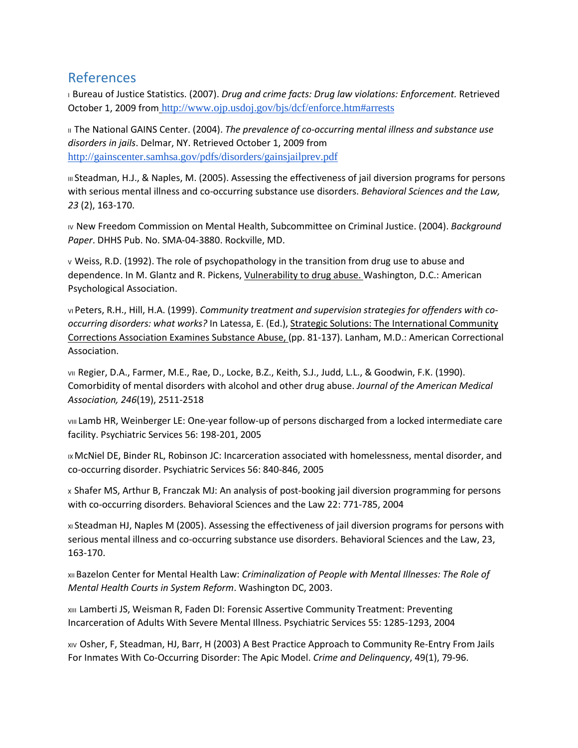## References

[I] Bureau of Justice Statistics. (2007). *Drug and crime facts: Drug law violations: Enforcement.* Retrieved October 1, 2009 from http://www.ojp.usdoj.gov/bjs/dcf/enforce.htm#arrests

[II] The National GAINS Center. (2004). *The prevalence of co-occurring mental illness and substance use disorders in jails*. Delmar, NY. Retrieved October 1, 2009 from http://gainscenter.samhsa.gov/pdfs/disorders/gainsjailprev.pdf

[III] Steadman, H.J., & Naples, M. (2005). Assessing the effectiveness of jail diversion programs for persons with serious mental illness and co-occurring substance use disorders. *Behavioral Sciences and the Law, 23* (2), 163-170.

[IV] New Freedom Commission on Mental Health, Subcommittee on Criminal Justice. (2004). *Background Paper*. DHHS Pub. No. SMA-04-3880. Rockville, MD.

[V] Weiss, R.D. (1992). The role of psychopathology in the transition from drug use to abuse and dependence. In M. Glantz and R. Pickens, Vulnerability to drug abuse. Washington, D.C.: American Psychological Association.

[VI] Peters, R.H., Hill, H.A. (1999). *Community treatment and supervision strategies for offenders with co-occurring disorders: what works?* In Latessa, E. (Ed.), Strategic Solutions: The International Community Corrections Association Examines Substance Abuse, (pp. 81-137). Lanham, M.D.: American Correctional Association.

[VII] Regier, D.A., Farmer, M.E., Rae, D., Locke, B.Z., Keith, S.J., Judd, L.L., & Goodwin, F.K. (1990). Comorbidity of mental disorders with alcohol and other drug abuse. *Journal of the American Medical Association, 246*(19), 2511-2518

[VIII] Lamb HR, Weinberger LE: One-year follow-up of persons discharged from a locked intermediate care facility. Psychiatric Services 56: 198-201, 2005

[IX] McNiel DE, Binder RL, Robinson JC: Incarceration associated with homelessness, mental disorder, and co-occurring disorder. Psychiatric Services 56: 840-846, 2005

[X] Shafer MS, Arthur B, Franczak MJ: An analysis of post-booking jail diversion programming for persons with co-occurring disorders. Behavioral Sciences and the Law 22: 771-785, 2004

[XI] Steadman HJ, Naples M (2005). Assessing the effectiveness of jail diversion programs for persons with serious mental illness and co-occurring substance use disorders. Behavioral Sciences and the Law, 23, 163-170.

[XII] Bazelon Center for Mental Health Law: *Criminalization of People with Mental Illnesses: The Role of Mental Health Courts in System Reform*. Washington DC, 2003.

[XIII] Lamberti JS, Weisman R, Faden DI: Forensic Assertive Community Treatment: Preventing Incarceration of Adults With Severe Mental Illness. Psychiatric Services 55: 1285-1293, 2004

[XIV] Osher, F, Steadman, HJ, Barr, H (2003) A Best Practice Approach to Community Re-Entry From Jails For Inmates With Co-Occurring Disorder: The Apic Model. *Crime and Delinquency*, 49(1), 79-96.